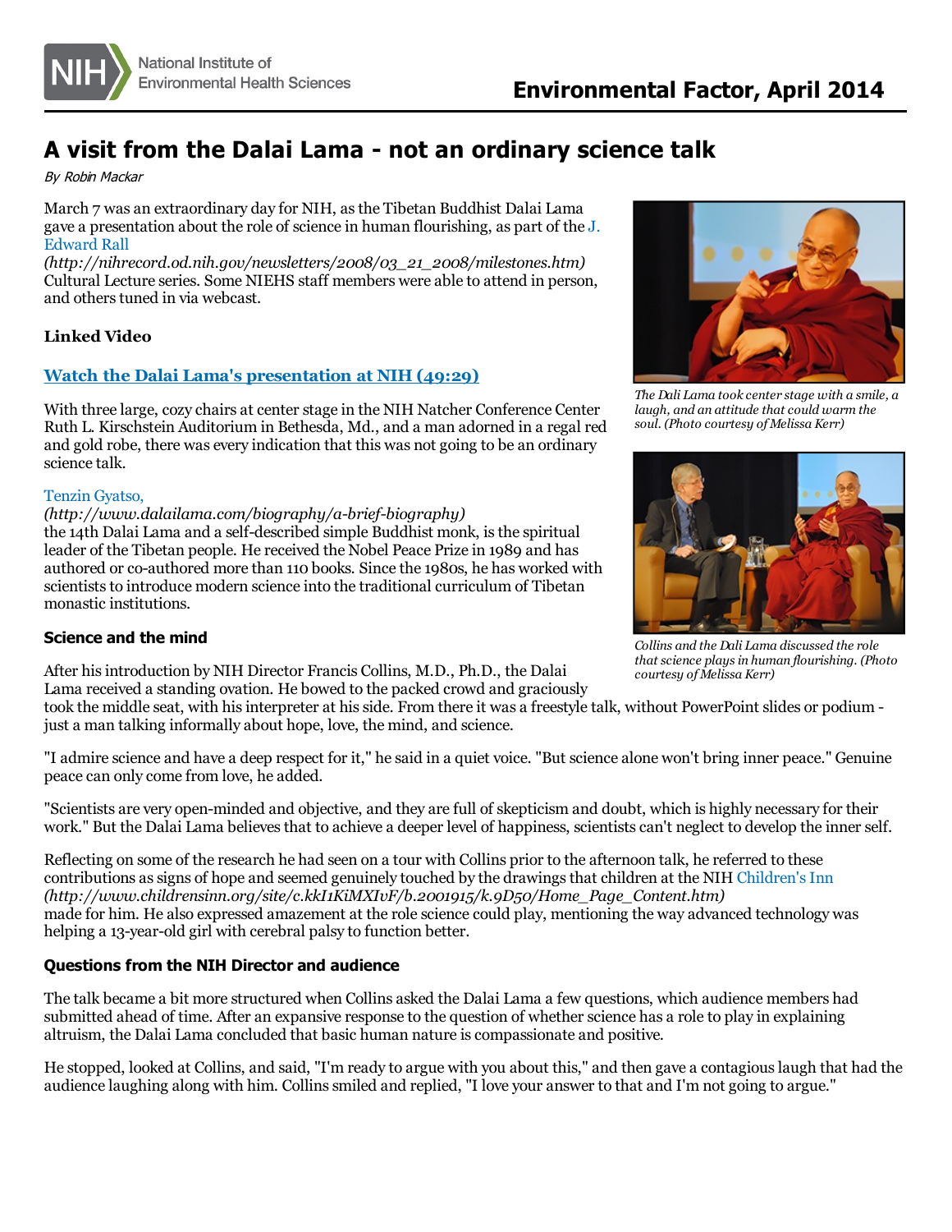# A visit from the Dalai Lama - not an ordinary science talk

*By Robin Mackar*

March 7 was an extraordinary day for NIH, as the Tibetan Buddhist Dalai Lama gave a presentation about the role of science in human flourishing, as part of the J. Edward Rall *(http://nihrecord.od.nih.gov/newsletters/2008/03_21_2008/milestones.htm)* Cultural Lecture series. Some NIEHS staff members were able to attend in person, and others tuned in via webcast.

**Linked Video**

**Watch the Dalai Lama's presentation at NIH (49:29)**

With three large, cozy chairs at center stage in the NIH Natcher Conference Center Ruth L. Kirschstein Auditorium in Bethesda, Md., and a man adorned in a regal red and gold robe, there was every indication that this was not going to be an ordinary science talk.

Tenzin Gyatso, *(http://www.dalailama.com/biography/a-brief-biography)* the 14th Dalai Lama and a self-described simple Buddhist monk, is the spiritual leader of the Tibetan people. He received the Nobel Peace Prize in 1989 and has authored or co-authored more than 110 books. Since the 1980s, he has worked with scientists to introduce modern science into the traditional curriculum of Tibetan monastic institutions.

*The Dali Lama took center stage with a smile, a laugh, and an attitude that could warm the soul. (Photo courtesy of Melissa Kerr)*

*Collins and the Dali Lama discussed the role that science plays in human flourishing. (Photo courtesy of Melissa Kerr)*

### Science and the mind

After his introduction by NIH Director Francis Collins, M.D., Ph.D., the Dalai Lama received a standing ovation. He bowed to the packed crowd and graciously took the middle seat, with his interpreter at his side. From there it was a freestyle talk, without PowerPoint slides or podium - just a man talking informally about hope, love, the mind, and science.

"I admire science and have a deep respect for it," he said in a quiet voice. "But science alone won't bring inner peace." Genuine peace can only come from love, he added.

"Scientists are very open-minded and objective, and they are full of skepticism and doubt, which is highly necessary for their work." But the Dalai Lama believes that to achieve a deeper level of happiness, scientists can't neglect to develop the inner self.

Reflecting on some of the research he had seen on a tour with Collins prior to the afternoon talk, he referred to these contributions as signs of hope and seemed genuinely touched by the drawings that children at the NIH Children's Inn *(http://www.childrensinn.org/site/c.kkI1KiMXIvF/b.2001915/k.9D50/Home_Page_Content.htm)* made for him. He also expressed amazement at the role science could play, mentioning the way advanced technology was helping a 13-year-old girl with cerebral palsy to function better.

### Questions from the NIH Director and audience

The talk became a bit more structured when Collins asked the Dalai Lama a few questions, which audience members had submitted ahead of time. After an expansive response to the question of whether science has a role to play in explaining altruism, the Dalai Lama concluded that basic human nature is compassionate and positive.

He stopped, looked at Collins, and said, "I'm ready to argue with you about this," and then gave a contagious laugh that had the audience laughing along with him. Collins smiled and replied, "I love your answer to that and I'm not going to argue."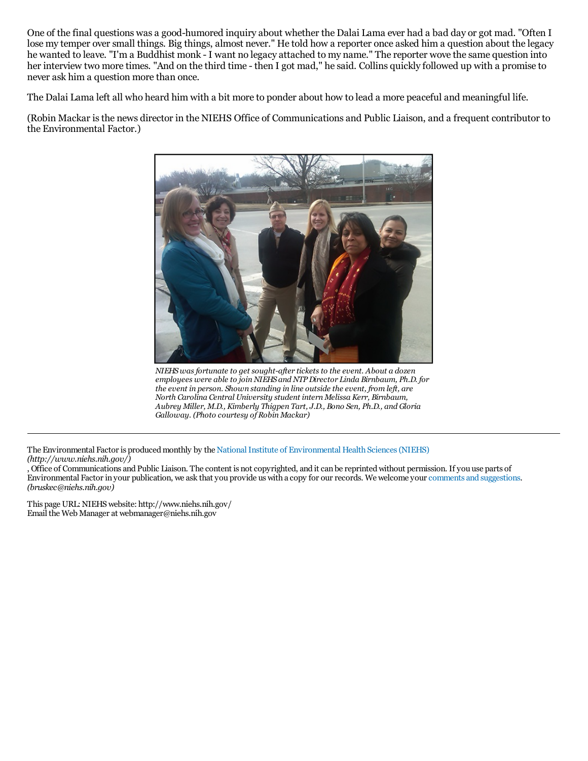One of the final questions was a good-humored inquiry about whether the Dalai Lama ever had a bad day or got mad. "Often I lose my temper over small things. Big things, almost never." He told how a reporter once asked him a question about the legacy he wanted to leave. "I'm a Buddhist monk - I want no legacy attached to my name." The reporter wove the same question into her interview two more times. "And on the third time - then I got mad," he said. Collins quickly followed up with a promise to never ask him a question more than once.

The Dalai Lama left all who heard him with a bit more to ponder about how to lead a more peaceful and meaningful life.

(Robin Mackar is the news director in the NIEHS Office of Communications and Public Liaison, and a frequent contributor to the Environmental Factor.)

*NIEHS was fortunate to get sought-after tickets to the event. About a dozen employees were able to join NIEHS and NTP Director Linda Birnbaum, Ph.D. for the event in person. Shown standing in line outside the event, from left, are North Carolina Central University student intern Melissa Kerr, Birnbaum, Aubrey Miller, M.D., Kimberly Thigpen Tart, J.D., Bono Sen, Ph.D., and Gloria Galloway. (Photo courtesy of Robin Mackar)*

---

The Environmental Factor is produced monthly by the National Institute of Environmental Health Sciences (NIEHS) *(http://www.niehs.nih.gov/)*, Office of Communications and Public Liaison. The content is not copyrighted, and it can be reprinted without permission. If you use parts of Environmental Factor in your publication, we ask that you provide us with a copy for our records. We welcome your comments and suggestions. *(bruskec@niehs.nih.gov)*

This page URL: NIEHS website: http://www.niehs.nih.gov/
Email the Web Manager at webmanager@niehs.nih.gov